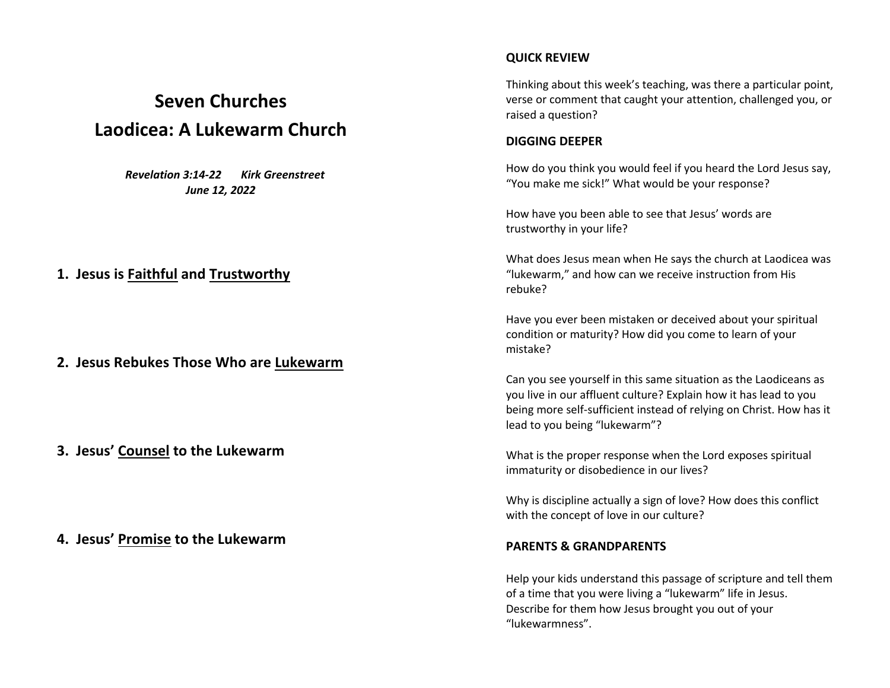# Seven Churches
# Laodicea: A Lukewarm Church

***Revelation 3:14-22 Kirk Greenstreet***
***June 12, 2022***

## 1. Jesus is <u>Faithful</u> and <u>Trustworthy</u>

## 2. Jesus Rebukes Those Who are <u>Lukewarm</u>

## 3. Jesus' <u>Counsel</u> to the Lukewarm

## 4. Jesus' <u>Promise</u> to the Lukewarm

**QUICK REVIEW**

Thinking about this week's teaching, was there a particular point, verse or comment that caught your attention, challenged you, or raised a question?

**DIGGING DEEPER**

How do you think you would feel if you heard the Lord Jesus say, "You make me sick!" What would be your response?

How have you been able to see that Jesus' words are trustworthy in your life?

What does Jesus mean when He says the church at Laodicea was "lukewarm," and how can we receive instruction from His rebuke?

Have you ever been mistaken or deceived about your spiritual condition or maturity? How did you come to learn of your mistake?

Can you see yourself in this same situation as the Laodiceans as you live in our affluent culture? Explain how it has lead to you being more self-sufficient instead of relying on Christ. How has it lead to you being "lukewarm"?

What is the proper response when the Lord exposes spiritual immaturity or disobedience in our lives?

Why is discipline actually a sign of love? How does this conflict with the concept of love in our culture?

**PARENTS & GRANDPARENTS**

Help your kids understand this passage of scripture and tell them of a time that you were living a "lukewarm" life in Jesus. Describe for them how Jesus brought you out of your "lukewarmness".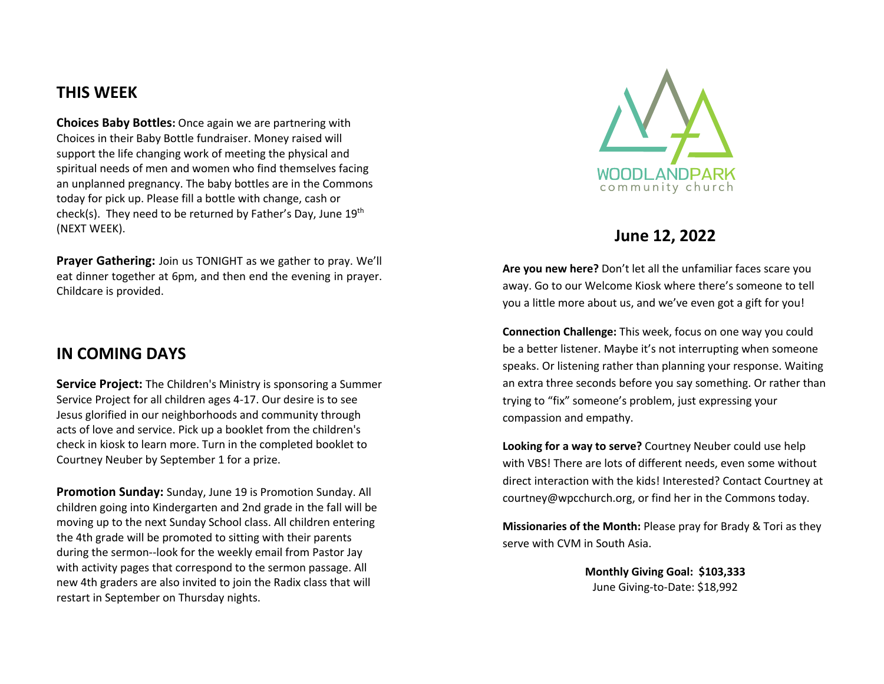## THIS WEEK

**Choices Baby Bottles:** Once again we are partnering with Choices in their Baby Bottle fundraiser. Money raised will support the life changing work of meeting the physical and spiritual needs of men and women who find themselves facing an unplanned pregnancy. The baby bottles are in the Commons today for pick up. Please fill a bottle with change, cash or check(s). They need to be returned by Father's Day, June 19th (NEXT WEEK).

**Prayer Gathering:** Join us TONIGHT as we gather to pray. We'll eat dinner together at 6pm, and then end the evening in prayer. Childcare is provided.

## IN COMING DAYS

**Service Project:** The Children's Ministry is sponsoring a Summer Service Project for all children ages 4-17. Our desire is to see Jesus glorified in our neighborhoods and community through acts of love and service. Pick up a booklet from the children's check in kiosk to learn more. Turn in the completed booklet to Courtney Neuber by September 1 for a prize.

**Promotion Sunday:** Sunday, June 19 is Promotion Sunday. All children going into Kindergarten and 2nd grade in the fall will be moving up to the next Sunday School class. All children entering the 4th grade will be promoted to sitting with their parents during the sermon--look for the weekly email from Pastor Jay with activity pages that correspond to the sermon passage. All new 4th graders are also invited to join the Radix class that will restart in September on Thursday nights.

WOODLANDPARK
community church

## June 12, 2022

**Are you new here?** Don't let all the unfamiliar faces scare you away. Go to our Welcome Kiosk where there's someone to tell you a little more about us, and we've even got a gift for you!

**Connection Challenge:** This week, focus on one way you could be a better listener. Maybe it's not interrupting when someone speaks. Or listening rather than planning your response. Waiting an extra three seconds before you say something. Or rather than trying to "fix" someone's problem, just expressing your compassion and empathy.

**Looking for a way to serve?** Courtney Neuber could use help with VBS! There are lots of different needs, even some without direct interaction with the kids! Interested? Contact Courtney at courtney@wpcchurch.org, or find her in the Commons today.

**Missionaries of the Month:** Please pray for Brady & Tori as they serve with CVM in South Asia.

**Monthly Giving Goal: $103,333**
June Giving-to-Date: $18,992